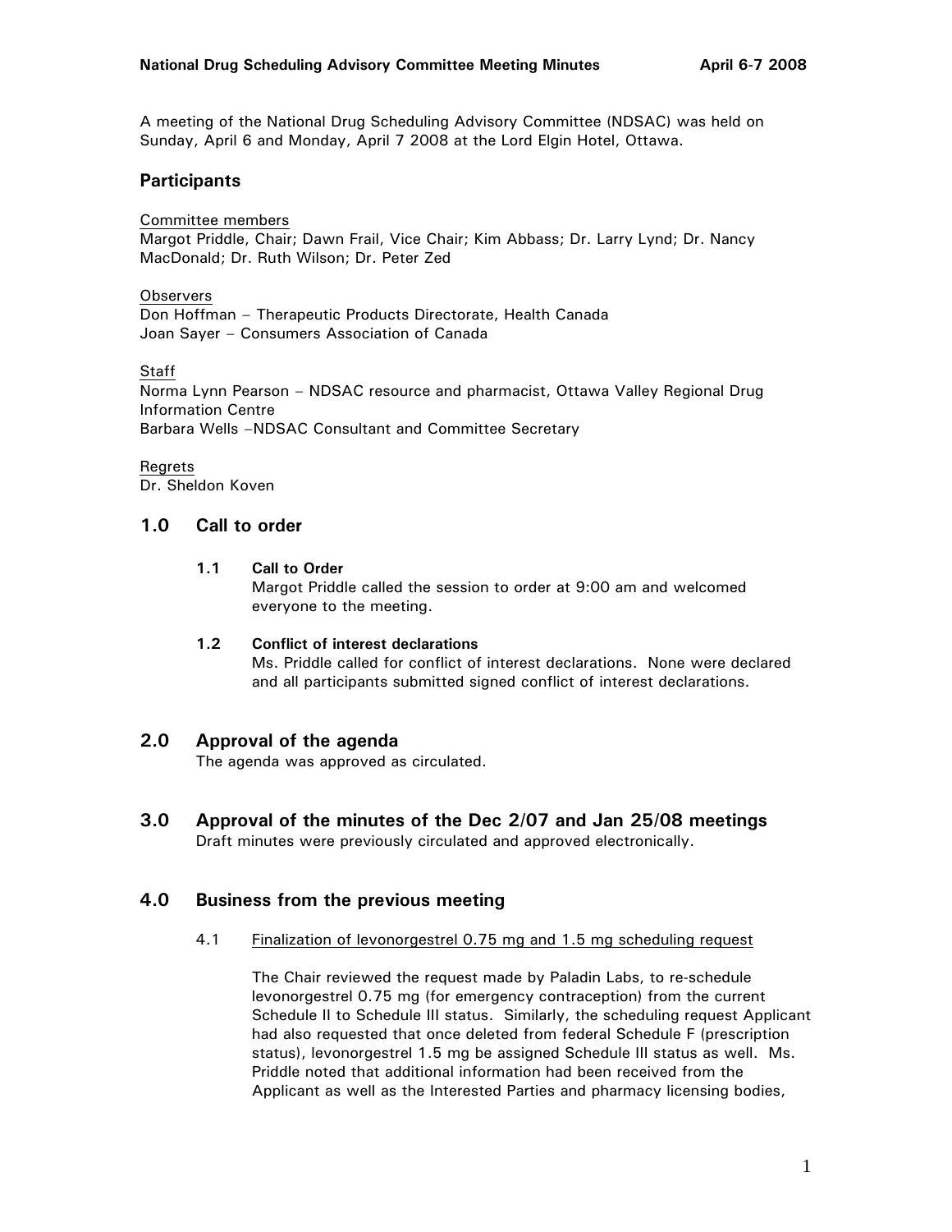A meeting of the National Drug Scheduling Advisory Committee (NDSAC) was held on Sunday, April 6 and Monday, April 7 2008 at the Lord Elgin Hotel, Ottawa.

## Participants

Committee members
Margot Priddle, Chair; Dawn Frail, Vice Chair; Kim Abbass; Dr. Larry Lynd; Dr. Nancy MacDonald; Dr. Ruth Wilson; Dr. Peter Zed

Observers
Don Hoffman – Therapeutic Products Directorate, Health Canada
Joan Sayer – Consumers Association of Canada

Staff
Norma Lynn Pearson – NDSAC resource and pharmacist, Ottawa Valley Regional Drug Information Centre
Barbara Wells –NDSAC Consultant and Committee Secretary

Regrets
Dr. Sheldon Koven

## 1.0 Call to order

### 1.1 Call to Order

Margot Priddle called the session to order at 9:00 am and welcomed everyone to the meeting.

### 1.2 Conflict of interest declarations

Ms. Priddle called for conflict of interest declarations. None were declared and all participants submitted signed conflict of interest declarations.

## 2.0 Approval of the agenda

The agenda was approved as circulated.

## 3.0 Approval of the minutes of the Dec 2/07 and Jan 25/08 meetings

Draft minutes were previously circulated and approved electronically.

## 4.0 Business from the previous meeting

### 4.1 Finalization of levonorgestrel 0.75 mg and 1.5 mg scheduling request

The Chair reviewed the request made by Paladin Labs, to re-schedule levonorgestrel 0.75 mg (for emergency contraception) from the current Schedule II to Schedule III status. Similarly, the scheduling request Applicant had also requested that once deleted from federal Schedule F (prescription status), levonorgestrel 1.5 mg be assigned Schedule III status as well. Ms. Priddle noted that additional information had been received from the Applicant as well as the Interested Parties and pharmacy licensing bodies,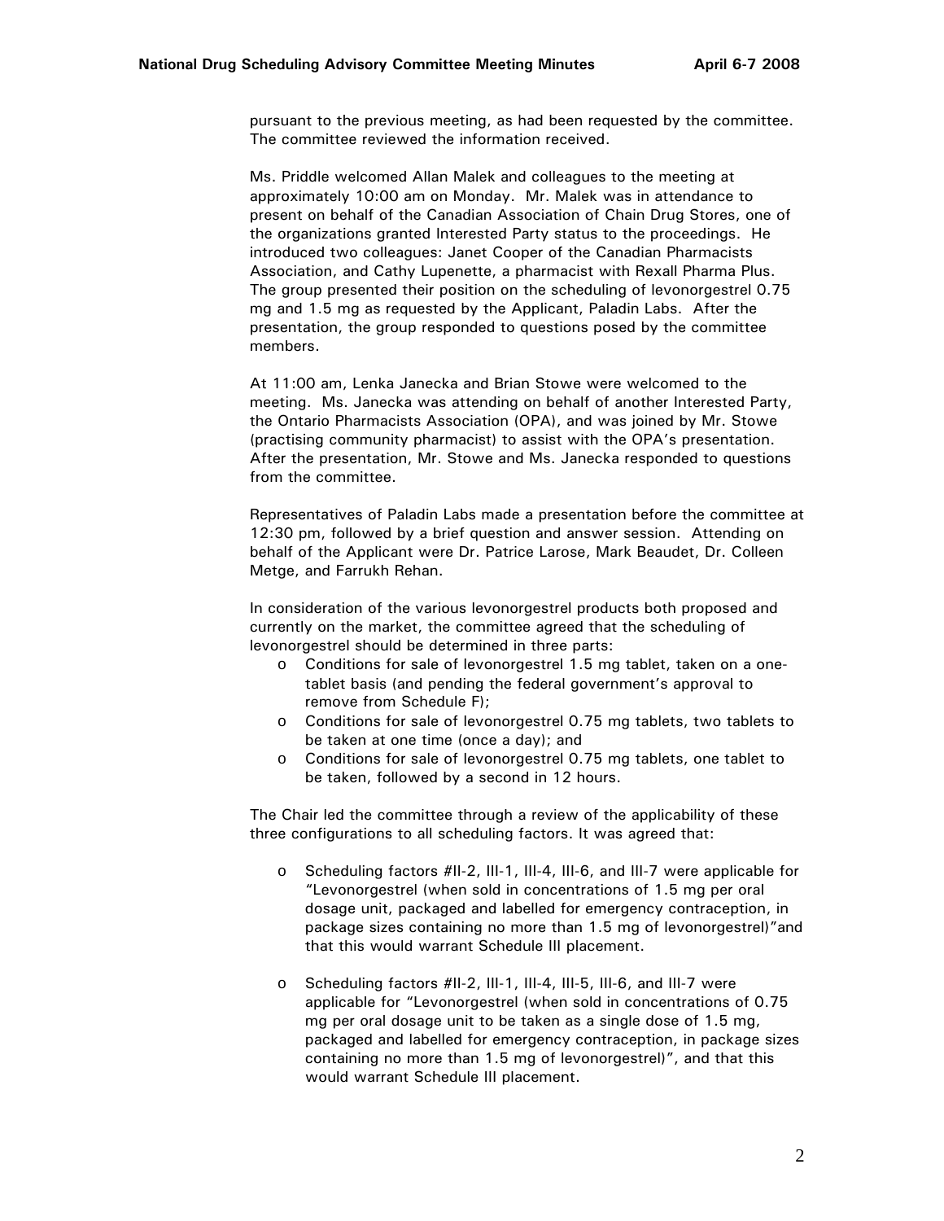pursuant to the previous meeting, as had been requested by the committee. The committee reviewed the information received.

Ms. Priddle welcomed Allan Malek and colleagues to the meeting at approximately 10:00 am on Monday. Mr. Malek was in attendance to present on behalf of the Canadian Association of Chain Drug Stores, one of the organizations granted Interested Party status to the proceedings. He introduced two colleagues: Janet Cooper of the Canadian Pharmacists Association, and Cathy Lupenette, a pharmacist with Rexall Pharma Plus. The group presented their position on the scheduling of levonorgestrel 0.75 mg and 1.5 mg as requested by the Applicant, Paladin Labs. After the presentation, the group responded to questions posed by the committee members.

At 11:00 am, Lenka Janecka and Brian Stowe were welcomed to the meeting. Ms. Janecka was attending on behalf of another Interested Party, the Ontario Pharmacists Association (OPA), and was joined by Mr. Stowe (practising community pharmacist) to assist with the OPA's presentation. After the presentation, Mr. Stowe and Ms. Janecka responded to questions from the committee.

Representatives of Paladin Labs made a presentation before the committee at 12:30 pm, followed by a brief question and answer session. Attending on behalf of the Applicant were Dr. Patrice Larose, Mark Beaudet, Dr. Colleen Metge, and Farrukh Rehan.

In consideration of the various levonorgestrel products both proposed and currently on the market, the committee agreed that the scheduling of levonorgestrel should be determined in three parts:

- Conditions for sale of levonorgestrel 1.5 mg tablet, taken on a one-tablet basis (and pending the federal government's approval to remove from Schedule F);
- Conditions for sale of levonorgestrel 0.75 mg tablets, two tablets to be taken at one time (once a day); and
- Conditions for sale of levonorgestrel 0.75 mg tablets, one tablet to be taken, followed by a second in 12 hours.

The Chair led the committee through a review of the applicability of these three configurations to all scheduling factors. It was agreed that:

- Scheduling factors #II-2, III-1, III-4, III-6, and III-7 were applicable for "Levonorgestrel (when sold in concentrations of 1.5 mg per oral dosage unit, packaged and labelled for emergency contraception, in package sizes containing no more than 1.5 mg of levonorgestrel)"and that this would warrant Schedule III placement.

- Scheduling factors #II-2, III-1, III-4, III-5, III-6, and III-7 were applicable for "Levonorgestrel (when sold in concentrations of 0.75 mg per oral dosage unit to be taken as a single dose of 1.5 mg, packaged and labelled for emergency contraception, in package sizes containing no more than 1.5 mg of levonorgestrel)", and that this would warrant Schedule III placement.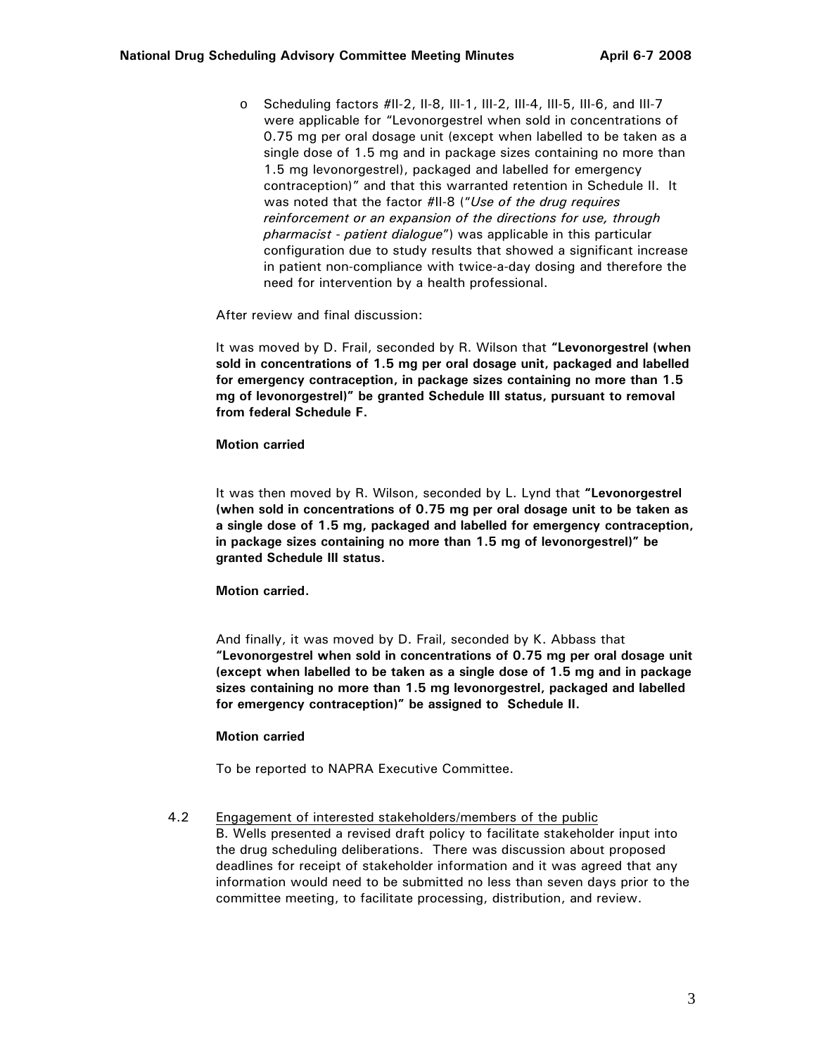- Scheduling factors #II-2, II-8, III-1, III-2, III-4, III-5, III-6, and III-7 were applicable for "Levonorgestrel when sold in concentrations of 0.75 mg per oral dosage unit (except when labelled to be taken as a single dose of 1.5 mg and in package sizes containing no more than 1.5 mg levonorgestrel), packaged and labelled for emergency contraception)" and that this warranted retention in Schedule II. It was noted that the factor #II-8 ("*Use of the drug requires reinforcement or an expansion of the directions for use, through pharmacist - patient dialogue*") was applicable in this particular configuration due to study results that showed a significant increase in patient non-compliance with twice-a-day dosing and therefore the need for intervention by a health professional.

After review and final discussion:

It was moved by D. Frail, seconded by R. Wilson that **"Levonorgestrel (when sold in concentrations of 1.5 mg per oral dosage unit, packaged and labelled for emergency contraception, in package sizes containing no more than 1.5 mg of levonorgestrel)" be granted Schedule III status, pursuant to removal from federal Schedule F.**

**Motion carried**

It was then moved by R. Wilson, seconded by L. Lynd that **"Levonorgestrel (when sold in concentrations of 0.75 mg per oral dosage unit to be taken as a single dose of 1.5 mg, packaged and labelled for emergency contraception, in package sizes containing no more than 1.5 mg of levonorgestrel)" be granted Schedule III status.**

**Motion carried.**

And finally, it was moved by D. Frail, seconded by K. Abbass that **"Levonorgestrel when sold in concentrations of 0.75 mg per oral dosage unit (except when labelled to be taken as a single dose of 1.5 mg and in package sizes containing no more than 1.5 mg levonorgestrel, packaged and labelled for emergency contraception)" be assigned to Schedule II.**

**Motion carried**

To be reported to NAPRA Executive Committee.

4.2 <u>Engagement of interested stakeholders/members of the public</u>

B. Wells presented a revised draft policy to facilitate stakeholder input into the drug scheduling deliberations. There was discussion about proposed deadlines for receipt of stakeholder information and it was agreed that any information would need to be submitted no less than seven days prior to the committee meeting, to facilitate processing, distribution, and review.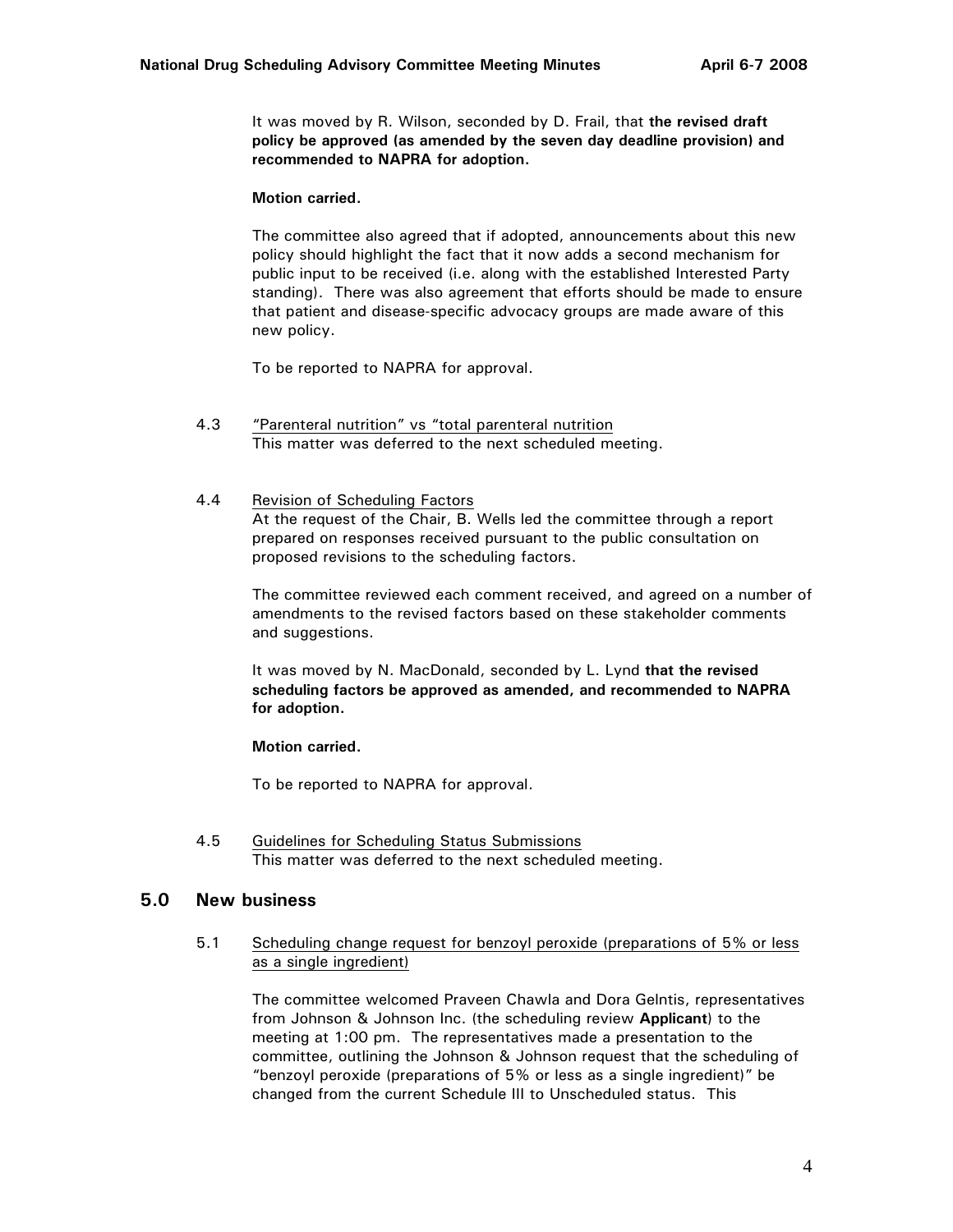It was moved by R. Wilson, seconded by D. Frail, that **the revised draft policy be approved (as amended by the seven day deadline provision) and recommended to NAPRA for adoption.**

**Motion carried.**

The committee also agreed that if adopted, announcements about this new policy should highlight the fact that it now adds a second mechanism for public input to be received (i.e. along with the established Interested Party standing). There was also agreement that efforts should be made to ensure that patient and disease-specific advocacy groups are made aware of this new policy.

To be reported to NAPRA for approval.

4.3 "Parenteral nutrition" vs "total parenteral nutrition"
This matter was deferred to the next scheduled meeting.

4.4 Revision of Scheduling Factors
At the request of the Chair, B. Wells led the committee through a report prepared on responses received pursuant to the public consultation on proposed revisions to the scheduling factors.

The committee reviewed each comment received, and agreed on a number of amendments to the revised factors based on these stakeholder comments and suggestions.

It was moved by N. MacDonald, seconded by L. Lynd **that the revised scheduling factors be approved as amended, and recommended to NAPRA for adoption.**

**Motion carried.**

To be reported to NAPRA for approval.

4.5 Guidelines for Scheduling Status Submissions
This matter was deferred to the next scheduled meeting.

## 5.0 New business

5.1 Scheduling change request for benzoyl peroxide (preparations of 5% or less as a single ingredient)

The committee welcomed Praveen Chawla and Dora Gelntis, representatives from Johnson & Johnson Inc. (the scheduling review **Applicant**) to the meeting at 1:00 pm. The representatives made a presentation to the committee, outlining the Johnson & Johnson request that the scheduling of "benzoyl peroxide (preparations of 5% or less as a single ingredient)" be changed from the current Schedule III to Unscheduled status. This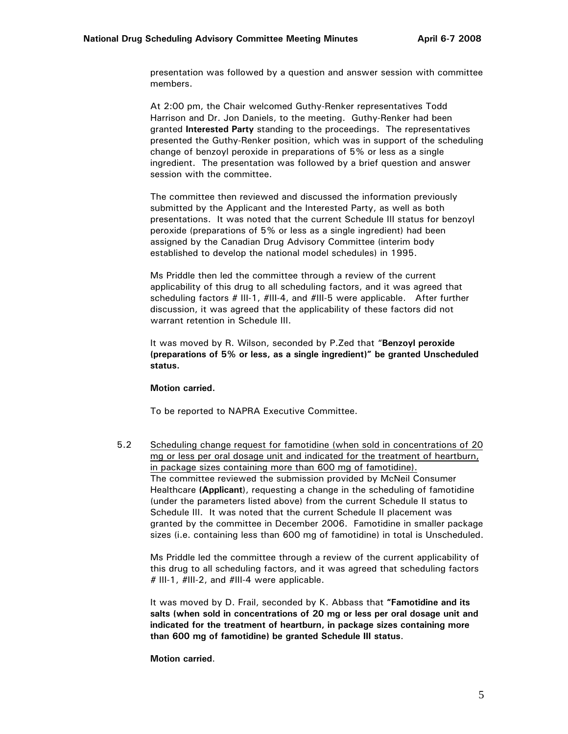presentation was followed by a question and answer session with committee members.

At 2:00 pm, the Chair welcomed Guthy-Renker representatives Todd Harrison and Dr. Jon Daniels, to the meeting. Guthy-Renker had been granted **Interested Party** standing to the proceedings. The representatives presented the Guthy-Renker position, which was in support of the scheduling change of benzoyl peroxide in preparations of 5% or less as a single ingredient. The presentation was followed by a brief question and answer session with the committee.

The committee then reviewed and discussed the information previously submitted by the Applicant and the Interested Party, as well as both presentations. It was noted that the current Schedule III status for benzoyl peroxide (preparations of 5% or less as a single ingredient) had been assigned by the Canadian Drug Advisory Committee (interim body established to develop the national model schedules) in 1995.

Ms Priddle then led the committee through a review of the current applicability of this drug to all scheduling factors, and it was agreed that scheduling factors # III-1, #III-4, and #III-5 were applicable. After further discussion, it was agreed that the applicability of these factors did not warrant retention in Schedule III.

It was moved by R. Wilson, seconded by P.Zed that "**Benzoyl peroxide (preparations of 5% or less, as a single ingredient)" be granted Unscheduled status.**

**Motion carried.**

To be reported to NAPRA Executive Committee.

5.2 <u>Scheduling change request for famotidine (when sold in concentrations of 20 mg or less per oral dosage unit and indicated for the treatment of heartburn, in package sizes containing more than 600 mg of famotidine).</u>
The committee reviewed the submission provided by McNeil Consumer Healthcare **(Applicant**), requesting a change in the scheduling of famotidine (under the parameters listed above) from the current Schedule II status to Schedule III. It was noted that the current Schedule II placement was granted by the committee in December 2006. Famotidine in smaller package sizes (i.e. containing less than 600 mg of famotidine) in total is Unscheduled.

Ms Priddle led the committee through a review of the current applicability of this drug to all scheduling factors, and it was agreed that scheduling factors # III-1, #III-2, and #III-4 were applicable.

It was moved by D. Frail, seconded by K. Abbass that **"Famotidine and its salts (when sold in concentrations of 20 mg or less per oral dosage unit and indicated for the treatment of heartburn, in package sizes containing more than 600 mg of famotidine) be granted Schedule III status**.

**Motion carried**.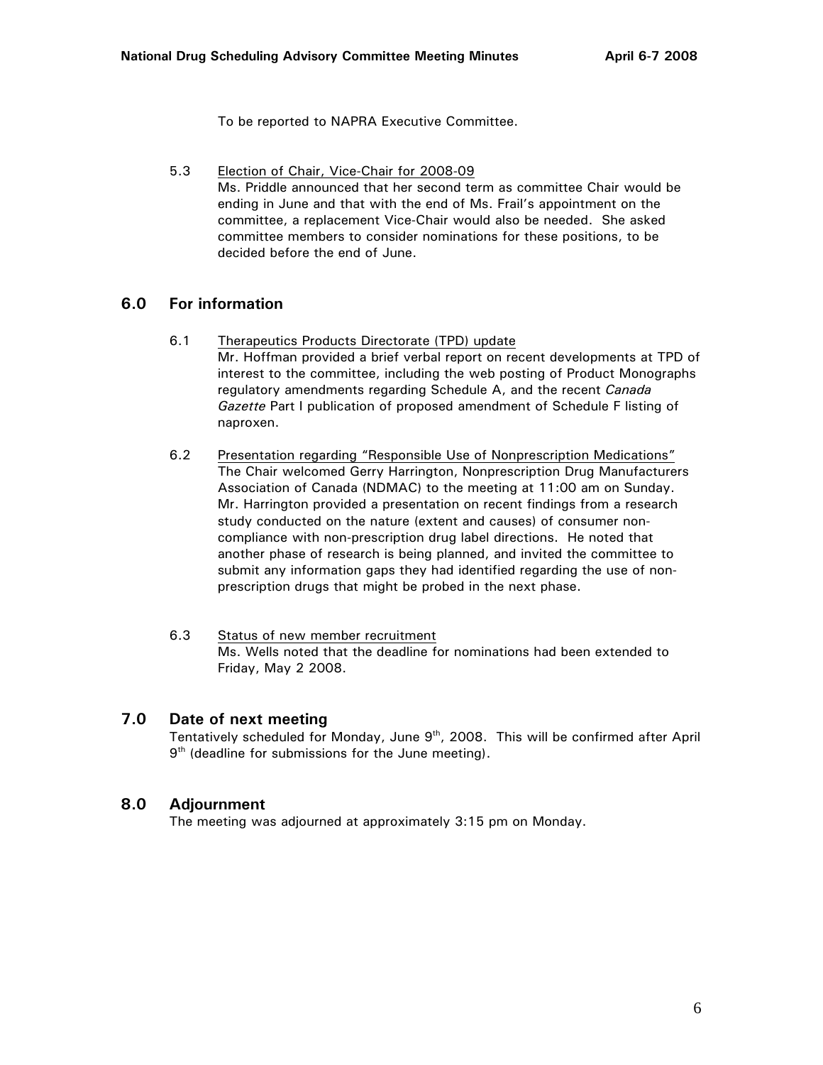To be reported to NAPRA Executive Committee.

5.3 Election of Chair, Vice-Chair for 2008-09

Ms. Priddle announced that her second term as committee Chair would be ending in June and that with the end of Ms. Frail's appointment on the committee, a replacement Vice-Chair would also be needed. She asked committee members to consider nominations for these positions, to be decided before the end of June.

## 6.0 For information

6.1 Therapeutics Products Directorate (TPD) update

Mr. Hoffman provided a brief verbal report on recent developments at TPD of interest to the committee, including the web posting of Product Monographs regulatory amendments regarding Schedule A, and the recent *Canada Gazette* Part I publication of proposed amendment of Schedule F listing of naproxen.

6.2 Presentation regarding "Responsible Use of Nonprescription Medications"

The Chair welcomed Gerry Harrington, Nonprescription Drug Manufacturers Association of Canada (NDMAC) to the meeting at 11:00 am on Sunday. Mr. Harrington provided a presentation on recent findings from a research study conducted on the nature (extent and causes) of consumer non-compliance with non-prescription drug label directions. He noted that another phase of research is being planned, and invited the committee to submit any information gaps they had identified regarding the use of non-prescription drugs that might be probed in the next phase.

6.3 Status of new member recruitment

Ms. Wells noted that the deadline for nominations had been extended to Friday, May 2 2008.

## 7.0 Date of next meeting

Tentatively scheduled for Monday, June 9th, 2008. This will be confirmed after April 9th (deadline for submissions for the June meeting).

## 8.0 Adjournment

The meeting was adjourned at approximately 3:15 pm on Monday.